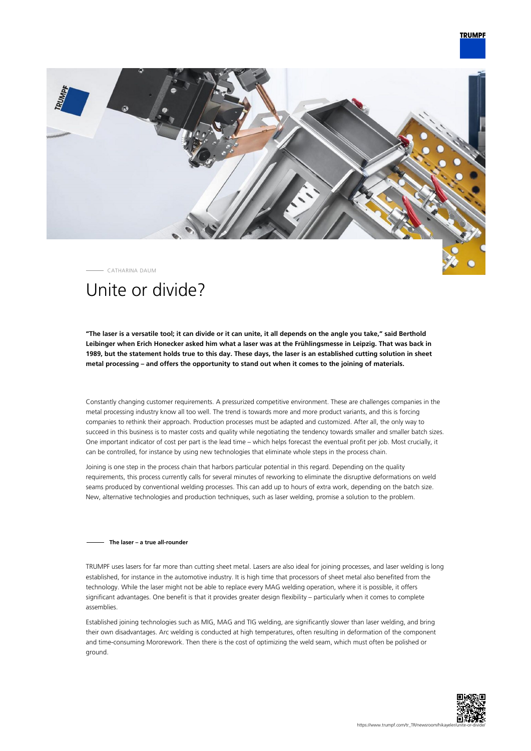CATHARINA DAUM

# Unite or divide?

**"The laser is a versatile tool; it can divide or it can unite, it all depends on the angle you take," said Berthold Leibinger when Erich Honecker asked him what a laser was at the Frühlingsmesse in Leipzig. That was back in 1989, but the statement holds true to this day. These days, the laser is an established cutting solution in sheet metal processing – and offers the opportunity to stand out when it comes to the joining of materials.**

Constantly changing customer requirements. A pressurized competitive environment. These are challenges companies in the metal processing industry know all too well. The trend is towards more and more product variants, and this is forcing companies to rethink their approach. Production processes must be adapted and customized. After all, the only way to succeed in this business is to master costs and quality while negotiating the tendency towards smaller and smaller batch sizes. One important indicator of cost per part is the lead time – which helps forecast the eventual profit per job. Most crucially, it can be controlled, for instance by using new technologies that eliminate whole steps in the process chain.

Joining is one step in the process chain that harbors particular potential in this regard. Depending on the quality requirements, this process currently calls for several minutes of reworking to eliminate the disruptive deformations on weld seams produced by conventional welding processes. This can add up to hours of extra work, depending on the batch size. New, alternative technologies and production techniques, such as laser welding, promise a solution to the problem.

## The laser – a true all-rounder

TRUMPF uses lasers for far more than cutting sheet metal. Lasers are also ideal for joining processes, and laser welding is long established, for instance in the automotive industry. It is high time that processors of sheet metal also benefited from the technology. While the laser might not be able to replace every MAG welding operation, where it is possible, it offers significant advantages. One benefit is that it provides greater design flexibility – particularly when it comes to complete assemblies.

Established joining technologies such as MIG, MAG and TIG welding, are significantly slower than laser welding, and bring their own disadvantages. Arc welding is conducted at high temperatures, often resulting in deformation of the component and time-consuming Mororework. Then there is the cost of optimizing the weld seam, which must often be polished or ground.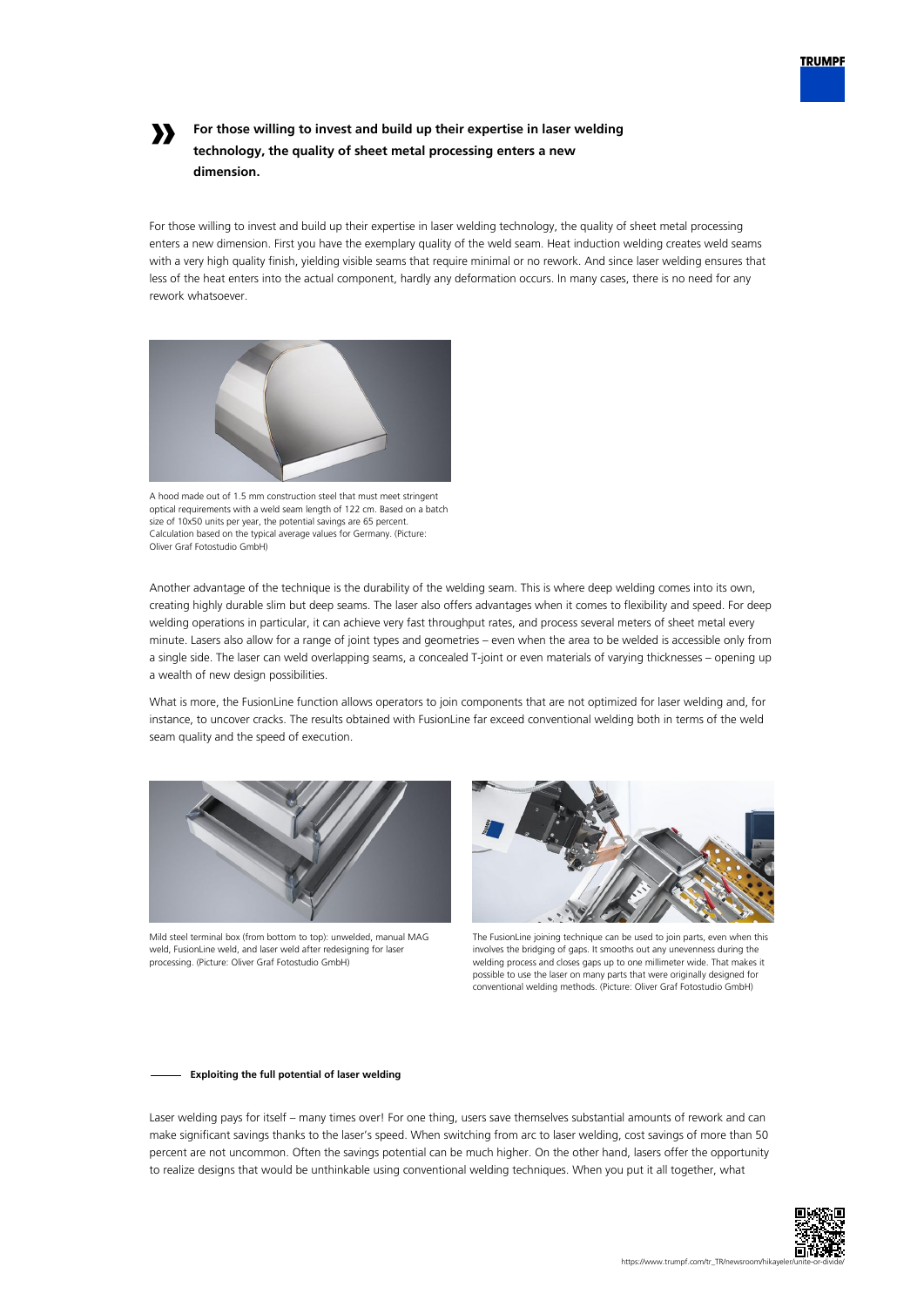**For those willing to invest and build up their expertise in laser welding technology, the quality of sheet metal processing enters a new dimension.**

For those willing to invest and build up their expertise in laser welding technology, the quality of sheet metal processing enters a new dimension. First you have the exemplary quality of the weld seam. Heat induction welding creates weld seams with a very high quality finish, yielding visible seams that require minimal or no rework. And since laser welding ensures that less of the heat enters into the actual component, hardly any deformation occurs. In many cases, there is no need for any rework whatsoever.

A hood made out of 1.5 mm construction steel that must meet stringent optical requirements with a weld seam length of 122 cm. Based on a batch size of 10x50 units per year, the potential savings are 65 percent. Calculation based on the typical average values for Germany. (Picture: Oliver Graf Fotostudio GmbH)

Another advantage of the technique is the durability of the welding seam. This is where deep welding comes into its own, creating highly durable slim but deep seams. The laser also offers advantages when it comes to flexibility and speed. For deep welding operations in particular, it can achieve very fast throughput rates, and process several meters of sheet metal every minute. Lasers also allow for a range of joint types and geometries – even when the area to be welded is accessible only from a single side. The laser can weld overlapping seams, a concealed T-joint or even materials of varying thicknesses – opening up a wealth of new design possibilities.

What is more, the FusionLine function allows operators to join components that are not optimized for laser welding and, for instance, to uncover cracks. The results obtained with FusionLine far exceed conventional welding both in terms of the weld seam quality and the speed of execution.

Mild steel terminal box (from bottom to top): unwelded, manual MAG weld, FusionLine weld, and laser weld after redesigning for laser processing. (Picture: Oliver Graf Fotostudio GmbH)

The FusionLine joining technique can be used to join parts, even when this involves the bridging of gaps. It smooths out any unevenness during the welding process and closes gaps up to one millimeter wide. That makes it possible to use the laser on many parts that were originally designed for conventional welding methods. (Picture: Oliver Graf Fotostudio GmbH)

## Exploiting the full potential of laser welding

Laser welding pays for itself – many times over! For one thing, users save themselves substantial amounts of rework and can make significant savings thanks to the laser's speed. When switching from arc to laser welding, cost savings of more than 50 percent are not uncommon. Often the savings potential can be much higher. On the other hand, lasers offer the opportunity to realize designs that would be unthinkable using conventional welding techniques. When you put it all together, what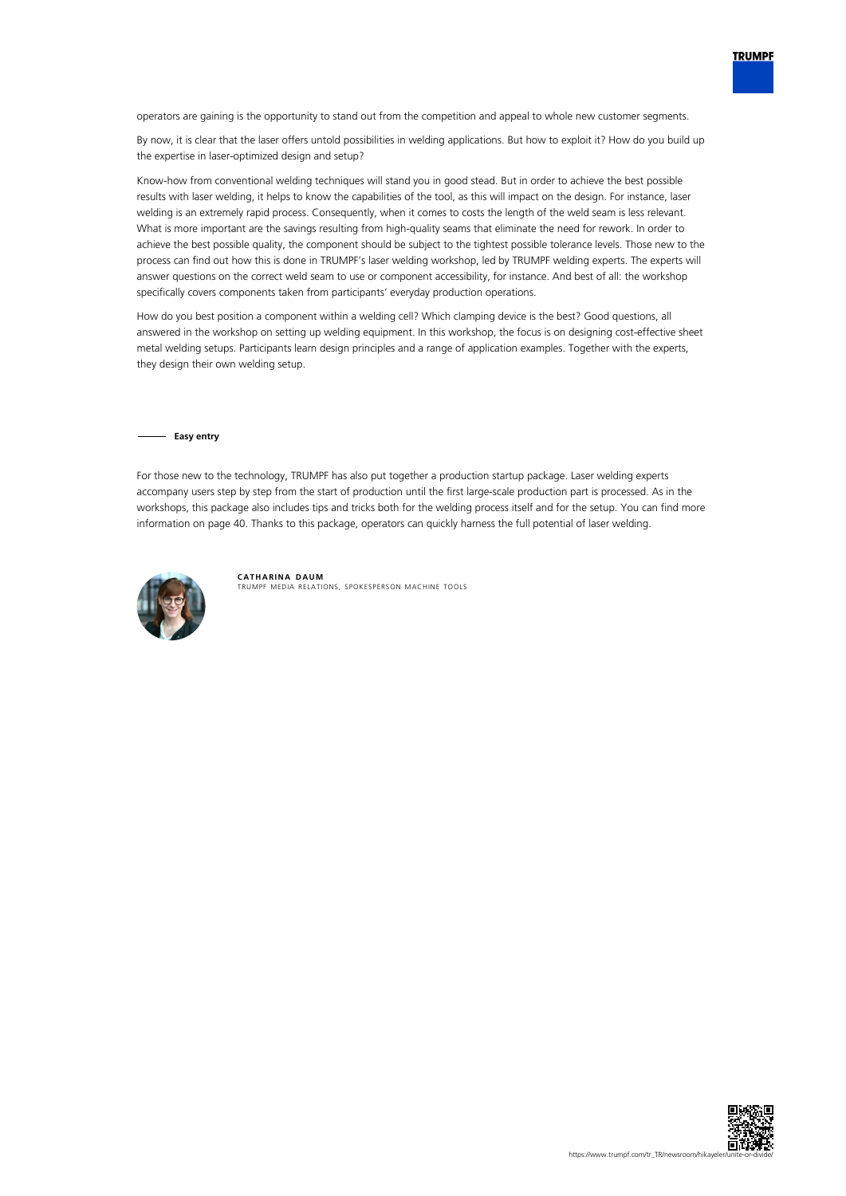operators are gaining is the opportunity to stand out from the competition and appeal to whole new customer segments.

By now, it is clear that the laser offers untold possibilities in welding applications. But how to exploit it? How do you build up the expertise in laser-optimized design and setup?

Know-how from conventional welding techniques will stand you in good stead. But in order to achieve the best possible results with laser welding, it helps to know the capabilities of the tool, as this will impact on the design. For instance, laser welding is an extremely rapid process. Consequently, when it comes to costs the length of the weld seam is less relevant. What is more important are the savings resulting from high-quality seams that eliminate the need for rework. In order to achieve the best possible quality, the component should be subject to the tightest possible tolerance levels. Those new to the process can find out how this is done in TRUMPF's laser welding workshop, led by TRUMPF welding experts. The experts will answer questions on the correct weld seam to use or component accessibility, for instance. And best of all: the workshop specifically covers components taken from participants' everyday production operations.

How do you best position a component within a welding cell? Which clamping device is the best? Good questions, all answered in the workshop on setting up welding equipment. In this workshop, the focus is on designing cost-effective sheet metal welding setups. Participants learn design principles and a range of application examples. Together with the experts, they design their own welding setup.

## Easy entry

For those new to the technology, TRUMPF has also put together a production startup package. Laser welding experts accompany users step by step from the start of production until the first large-scale production part is processed. As in the workshops, this package also includes tips and tricks both for the welding process itself and for the setup. You can find more information on page 40. Thanks to this package, operators can quickly harness the full potential of laser welding.

**CATHARINA DAUM**
TRUMPF MEDIA RELATIONS, SPOKESPERSON MACHINE TOOLS